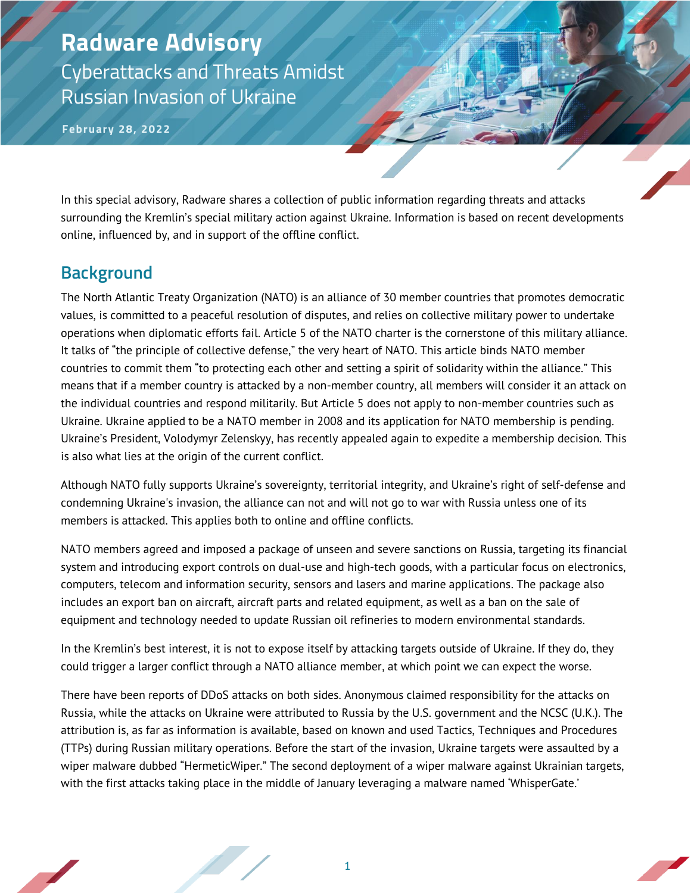# Radware Advisory

## Cyberattacks and Threats Amidst Russian Invasion of Ukraine

**February 28, 2022**

In this special advisory, Radware shares a collection of public information regarding threats and attacks surrounding the Kremlin's special military action against Ukraine. Information is based on recent developments online, influenced by, and in support of the offline conflict.

## Background

The North Atlantic Treaty Organization (NATO) is an alliance of 30 member countries that promotes democratic values, is committed to a peaceful resolution of disputes, and relies on collective military power to undertake operations when diplomatic efforts fail. Article 5 of the NATO charter is the cornerstone of this military alliance. It talks of "the principle of collective defense," the very heart of NATO. This article binds NATO member countries to commit them "to protecting each other and setting a spirit of solidarity within the alliance." This means that if a member country is attacked by a non-member country, all members will consider it an attack on the individual countries and respond militarily. But Article 5 does not apply to non-member countries such as Ukraine. Ukraine applied to be a NATO member in 2008 and its application for NATO membership is pending. Ukraine's President, Volodymyr Zelenskyy, has recently appealed again to expedite a membership decision. This is also what lies at the origin of the current conflict.

Although NATO fully supports Ukraine's sovereignty, territorial integrity, and Ukraine's right of self-defense and condemning Ukraine's invasion, the alliance can not and will not go to war with Russia unless one of its members is attacked. This applies both to online and offline conflicts.

NATO members agreed and imposed a package of unseen and severe sanctions on Russia, targeting its financial system and introducing export controls on dual-use and high-tech goods, with a particular focus on electronics, computers, telecom and information security, sensors and lasers and marine applications. The package also includes an export ban on aircraft, aircraft parts and related equipment, as well as a ban on the sale of equipment and technology needed to update Russian oil refineries to modern environmental standards.

In the Kremlin's best interest, it is not to expose itself by attacking targets outside of Ukraine. If they do, they could trigger a larger conflict through a NATO alliance member, at which point we can expect the worse.

There have been reports of DDoS attacks on both sides. Anonymous claimed responsibility for the attacks on Russia, while the attacks on Ukraine were attributed to Russia by the U.S. government and the NCSC (U.K.). The attribution is, as far as information is available, based on known and used Tactics, Techniques and Procedures (TTPs) during Russian military operations. Before the start of the invasion, Ukraine targets were assaulted by a wiper malware dubbed "HermeticWiper." The second deployment of a wiper malware against Ukrainian targets, with the first attacks taking place in the middle of January leveraging a malware named 'WhisperGate.'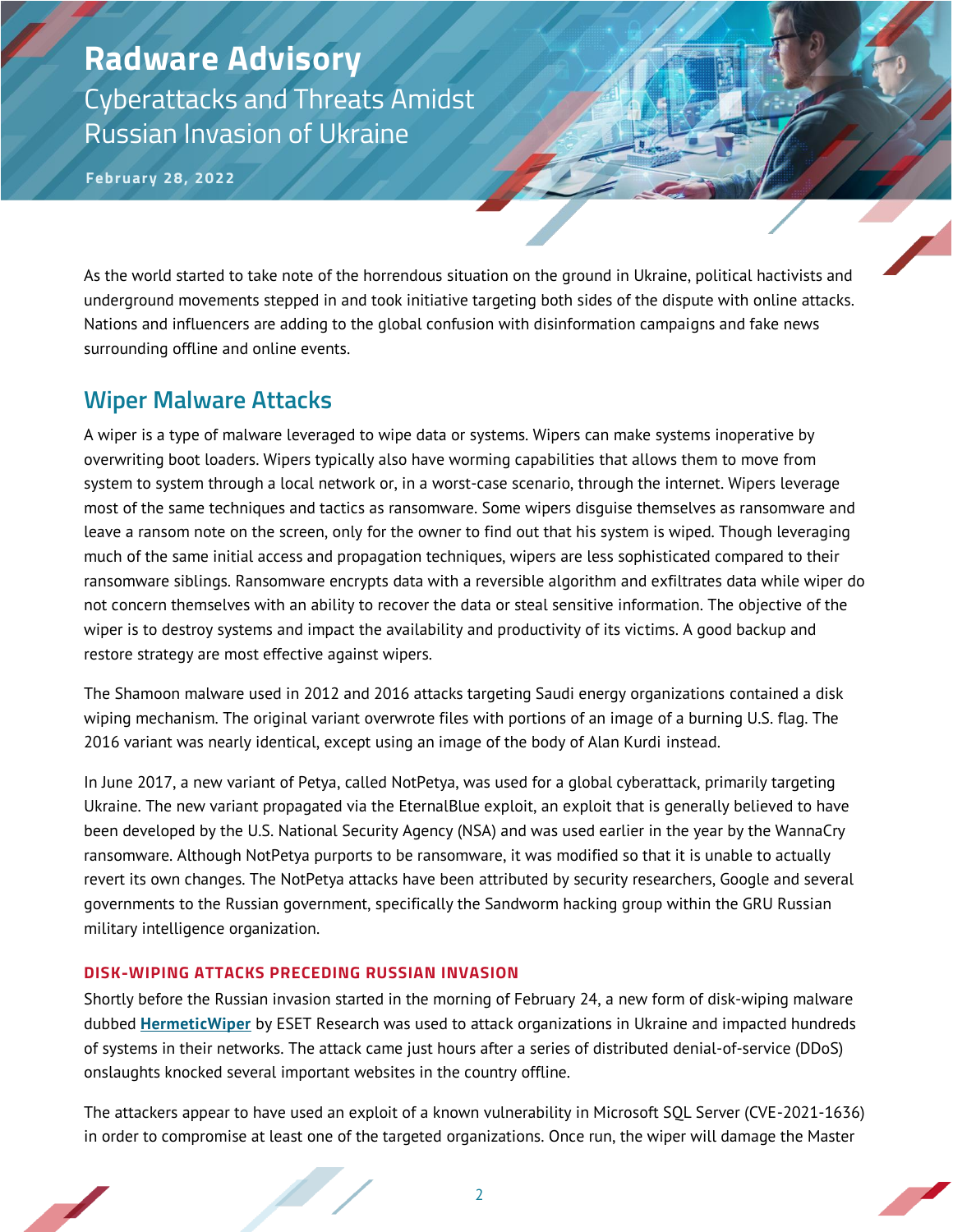# Radware Advisory

## Cyberattacks and Threats Amidst Russian Invasion of Ukraine

**February 28, 2022**

As the world started to take note of the horrendous situation on the ground in Ukraine, political hactivists and underground movements stepped in and took initiative targeting both sides of the dispute with online attacks. Nations and influencers are adding to the global confusion with disinformation campaigns and fake news surrounding offline and online events.

## Wiper Malware Attacks

A wiper is a type of malware leveraged to wipe data or systems. Wipers can make systems inoperative by overwriting boot loaders. Wipers typically also have worming capabilities that allows them to move from system to system through a local network or, in a worst-case scenario, through the internet. Wipers leverage most of the same techniques and tactics as ransomware. Some wipers disguise themselves as ransomware and leave a ransom note on the screen, only for the owner to find out that his system is wiped. Though leveraging much of the same initial access and propagation techniques, wipers are less sophisticated compared to their ransomware siblings. Ransomware encrypts data with a reversible algorithm and exfiltrates data while wiper do not concern themselves with an ability to recover the data or steal sensitive information. The objective of the wiper is to destroy systems and impact the availability and productivity of its victims. A good backup and restore strategy are most effective against wipers.

The Shamoon malware used in 2012 and 2016 attacks targeting Saudi energy organizations contained a disk wiping mechanism. The original variant overwrote files with portions of an image of a burning U.S. flag. The 2016 variant was nearly identical, except using an image of the body of Alan Kurdi instead.

In June 2017, a new variant of Petya, called NotPetya, was used for a global cyberattack, primarily targeting Ukraine. The new variant propagated via the EternalBlue exploit, an exploit that is generally believed to have been developed by the U.S. National Security Agency (NSA) and was used earlier in the year by the WannaCry ransomware. Although NotPetya purports to be ransomware, it was modified so that it is unable to actually revert its own changes. The NotPetya attacks have been attributed by security researchers, Google and several governments to the Russian government, specifically the Sandworm hacking group within the GRU Russian military intelligence organization.

### DISK-WIPING ATTACKS PRECEDING RUSSIAN INVASION

Shortly before the Russian invasion started in the morning of February 24, a new form of disk-wiping malware dubbed **HermeticWiper** by ESET Research was used to attack organizations in Ukraine and impacted hundreds of systems in their networks. The attack came just hours after a series of distributed denial-of-service (DDoS) onslaughts knocked several important websites in the country offline.

The attackers appear to have used an exploit of a known vulnerability in Microsoft SQL Server (CVE-2021-1636) in order to compromise at least one of the targeted organizations. Once run, the wiper will damage the Master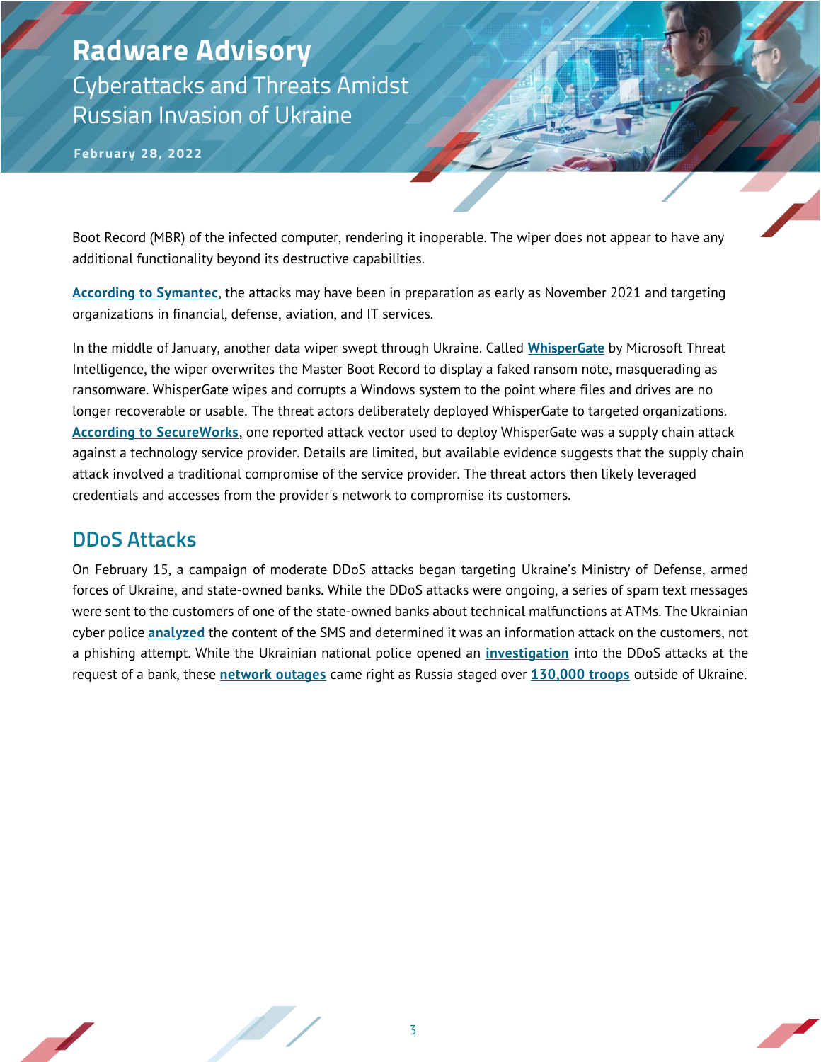Boot Record (MBR) of the infected computer, rendering it inoperable. The wiper does not appear to have any additional functionality beyond its destructive capabilities.

**According to Symantec**, the attacks may have been in preparation as early as November 2021 and targeting organizations in financial, defense, aviation, and IT services.

In the middle of January, another data wiper swept through Ukraine. Called **WhisperGate** by Microsoft Threat Intelligence, the wiper overwrites the Master Boot Record to display a faked ransom note, masquerading as ransomware. WhisperGate wipes and corrupts a Windows system to the point where files and drives are no longer recoverable or usable. The threat actors deliberately deployed WhisperGate to targeted organizations. **According to SecureWorks**, one reported attack vector used to deploy WhisperGate was a supply chain attack against a technology service provider. Details are limited, but available evidence suggests that the supply chain attack involved a traditional compromise of the service provider. The threat actors then likely leveraged credentials and accesses from the provider's network to compromise its customers.

## DDoS Attacks

On February 15, a campaign of moderate DDoS attacks began targeting Ukraine's Ministry of Defense, armed forces of Ukraine, and state-owned banks. While the DDoS attacks were ongoing, a series of spam text messages were sent to the customers of one of the state-owned banks about technical malfunctions at ATMs. The Ukrainian cyber police **analyzed** the content of the SMS and determined it was an information attack on the customers, not a phishing attempt. While the Ukrainian national police opened an **investigation** into the DDoS attacks at the request of a bank, these **network outages** came right as Russia staged over **130,000 troops** outside of Ukraine.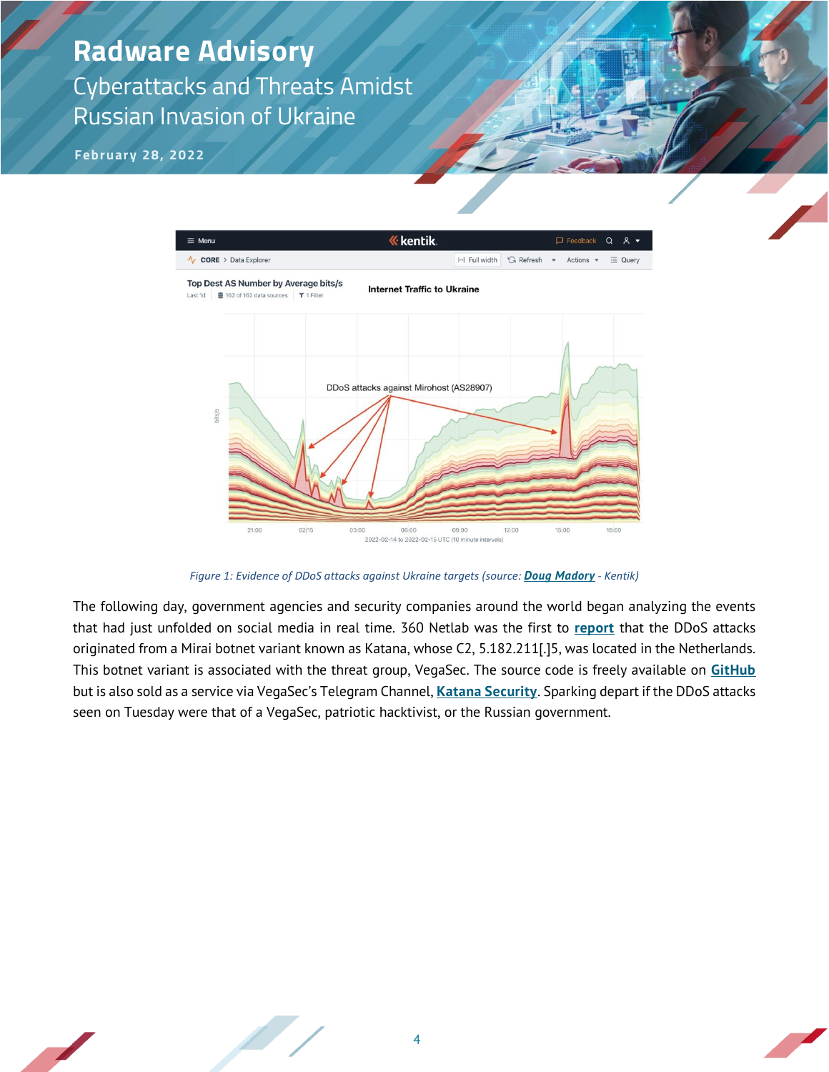Figure 1: Evidence of DDoS attacks against Ukraine targets (source: **Doug Madory** - Kentik)

The following day, government agencies and security companies around the world began analyzing the events that had just unfolded on social media in real time. 360 Netlab was the first to **report** that the DDoS attacks originated from a Mirai botnet variant known as Katana, whose C2, 5.182.211[.]5, was located in the Netherlands. This botnet variant is associated with the threat group, VegaSec. The source code is freely available on **GitHub** but is also sold as a service via VegaSec's Telegram Channel, **Katana Security**. Sparking depart if the DDoS attacks seen on Tuesday were that of a VegaSec, patriotic hacktivist, or the Russian government.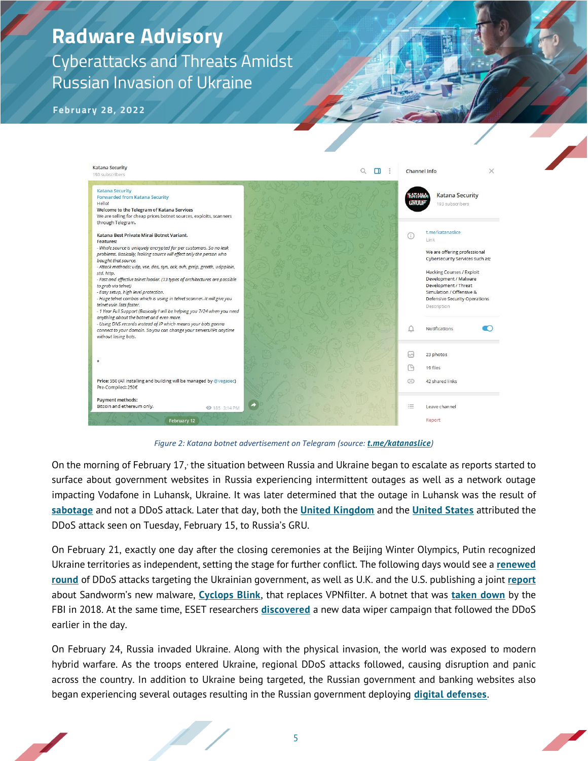Figure 2: Katana botnet advertisement on Telegram (source: [t.me/katanaslice](t.me/katanaslice))

On the morning of February 17, the situation between Russia and Ukraine began to escalate as reports started to surface about government websites in Russia experiencing intermittent outages as well as a network outage impacting Vodafone in Luhansk, Ukraine. It was later determined that the outage in Luhansk was the result of **sabotage** and not a DDoS attack. Later that day, both the **United Kingdom** and the **United States** attributed the DDoS attack seen on Tuesday, February 15, to Russia's GRU.

On February 21, exactly one day after the closing ceremonies at the Beijing Winter Olympics, Putin recognized Ukraine territories as independent, setting the stage for further conflict. The following days would see a **renewed round** of DDoS attacks targeting the Ukrainian government, as well as U.K. and the U.S. publishing a joint **report** about Sandworm's new malware, **Cyclops Blink**, that replaces VPNfilter. A botnet that was **taken down** by the FBI in 2018. At the same time, ESET researchers **discovered** a new data wiper campaign that followed the DDoS earlier in the day.

On February 24, Russia invaded Ukraine. Along with the physical invasion, the world was exposed to modern hybrid warfare. As the troops entered Ukraine, regional DDoS attacks followed, causing disruption and panic across the country. In addition to Ukraine being targeted, the Russian government and banking websites also began experiencing several outages resulting in the Russian government deploying **digital defenses**.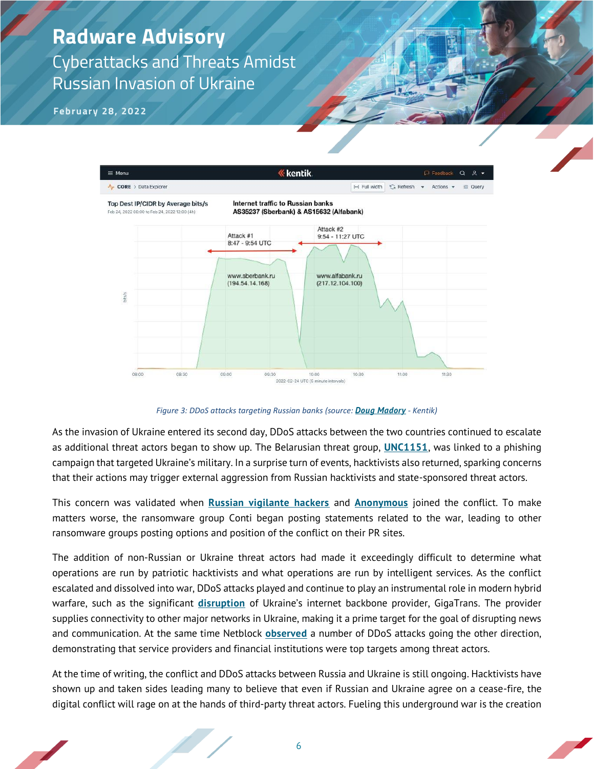Figure 3: DDoS attacks targeting Russian banks (source: **Doug Madory** - Kentik)

As the invasion of Ukraine entered its second day, DDoS attacks between the two countries continued to escalate as additional threat actors began to show up. The Belarusian threat group, **UNC1151**, was linked to a phishing campaign that targeted Ukraine's military. In a surprise turn of events, hacktivists also returned, sparking concerns that their actions may trigger external aggression from Russian hacktivists and state-sponsored threat actors.

This concern was validated when **Russian vigilante hackers** and **Anonymous** joined the conflict. To make matters worse, the ransomware group Conti began posting statements related to the war, leading to other ransomware groups posting options and position of the conflict on their PR sites.

The addition of non-Russian or Ukraine threat actors had made it exceedingly difficult to determine what operations are run by patriotic hacktivists and what operations are run by intelligent services. As the conflict escalated and dissolved into war, DDoS attacks played and continue to play an instrumental role in modern hybrid warfare, such as the significant **disruption** of Ukraine's internet backbone provider, GigaTrans. The provider supplies connectivity to other major networks in Ukraine, making it a prime target for the goal of disrupting news and communication. At the same time Netblock **observed** a number of DDoS attacks going the other direction, demonstrating that service providers and financial institutions were top targets among threat actors.

At the time of writing, the conflict and DDoS attacks between Russia and Ukraine is still ongoing. Hacktivists have shown up and taken sides leading many to believe that even if Russian and Ukraine agree on a cease-fire, the digital conflict will rage on at the hands of third-party threat actors. Fueling this underground war is the creation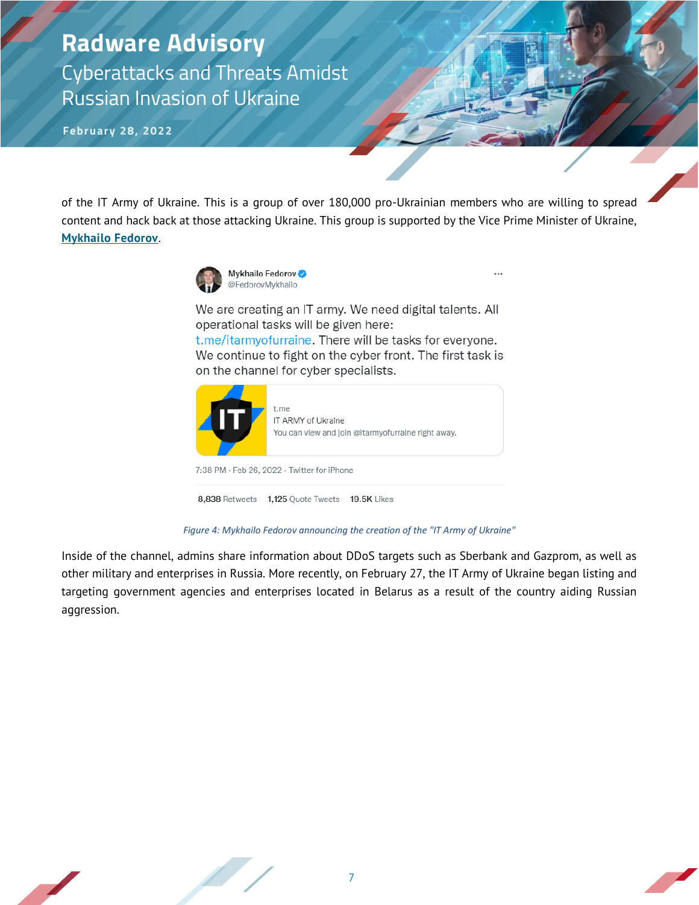of the IT Army of Ukraine. This is a group of over 180,000 pro-Ukrainian members who are willing to spread content and hack back at those attacking Ukraine. This group is supported by the Vice Prime Minister of Ukraine, **Mykhailo Fedorov**.

Mykhailo Fedorov
@FedorovMykhailo

We are creating an IT army. We need digital talents. All operational tasks will be given here: t.me/itarmyofurraine. There will be tasks for everyone. We continue to fight on the cyber front. The first task is on the channel for cyber specialists.

t.me
IT ARMY of Ukraine
You can view and join @itarmyofurraine right away.

7:38 PM · Feb 26, 2022 · Twitter for iPhone

8,838 Retweets 1,125 Quote Tweets 19.5K Likes

*Figure 4: Mykhailo Fedorov announcing the creation of the "IT Army of Ukraine"*

Inside of the channel, admins share information about DDoS targets such as Sberbank and Gazprom, as well as other military and enterprises in Russia. More recently, on February 27, the IT Army of Ukraine began listing and targeting government agencies and enterprises located in Belarus as a result of the country aiding Russian aggression.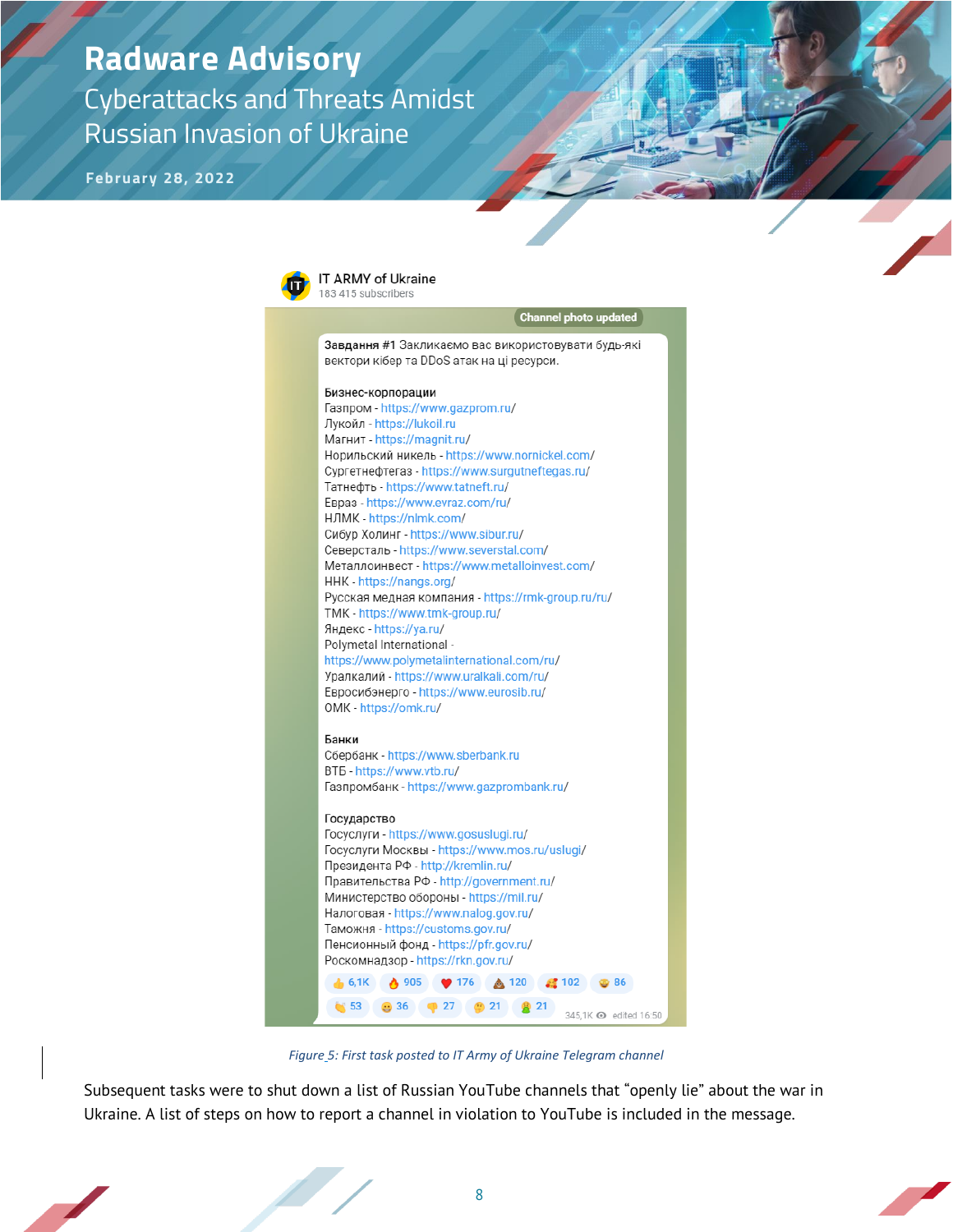IT ARMY of Ukraine
183 415 subscribers

Channel photo updated

Завдання #1 Закликаємо вас використовувати будь-які вектори кібер та DDoS атак на ці ресурси.

**Бизнес-корпорации**
Газпром - https://www.gazprom.ru/
Лукойл - https://lukoil.ru
Магнит - https://magnit.ru/
Норильский никель - https://www.nornickel.com/
Сургетнефтегаз - https://www.surgutneftegas.ru/
Татнефть - https://www.tatneft.ru/
Евраз - https://www.evraz.com/ru/
НЛМК - https://nlmk.com/
Сибур Холинг - https://www.sibur.ru/
Северсталь - https://www.severstal.com/
Металлоинвест - https://www.metalloinvest.com/
ННК - https://nangs.org/
Русская медная компания - https://rmk-group.ru/ru/
ТМК - https://www.tmk-group.ru/
Яндекс - https://ya.ru/
Polymetal International - https://www.polymetalinternational.com/ru/
Уралкалий - https://www.uralkali.com/ru/
Евросибэнерго - https://www.eurosib.ru/
ОМК - https://omk.ru/

**Банки**
Сбербанк - https://www.sberbank.ru
ВТБ - https://www.vtb.ru/
Газпромбанк - https://www.gazprombank.ru/

**Государство**
Госуслуги - https://www.gosuslugi.ru/
Госуслуги Москвы - https://www.mos.ru/uslugi/
Президента РФ - http://kremlin.ru/
Правительства РФ - http://government.ru/
Министерство обороны - https://mil.ru/
Налоговая - https://www.nalog.gov.ru/
Таможня - https://customs.gov.ru/
Пенсионный фонд - https://pfr.gov.ru/
Роскомнадзор - https://rkn.gov.ru/

👍 6,1K 🔥 905 ❤️ 176 💩 120 🥰 102 🤩 86 👏 53 😁 36 👎 27 🤔 21 🤮 21

345,1K edited 16:50

*Figure 5: First task posted to IT Army of Ukraine Telegram channel*

Subsequent tasks were to shut down a list of Russian YouTube channels that “openly lie” about the war in Ukraine. A list of steps on how to report a channel in violation to YouTube is included in the message.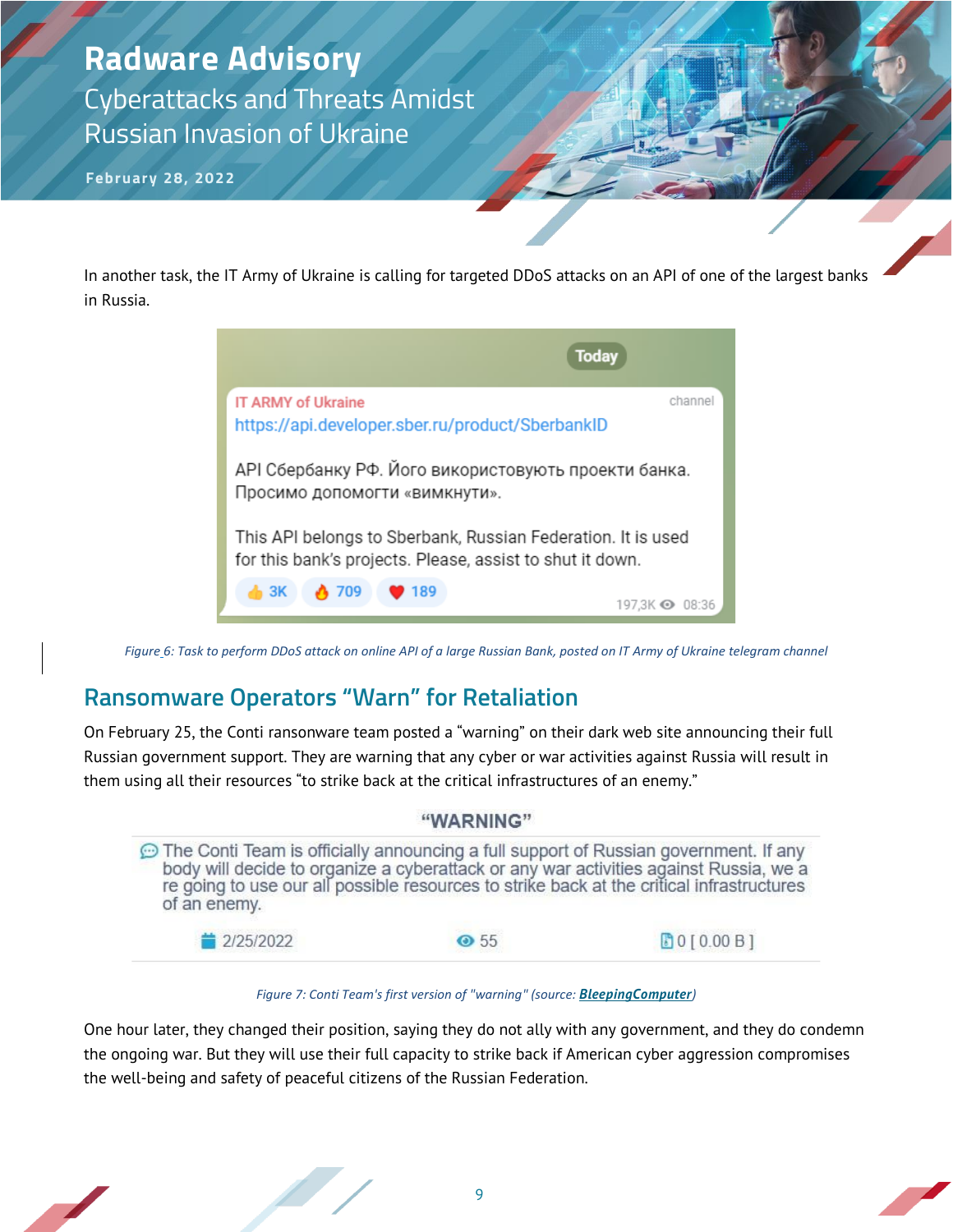In another task, the IT Army of Ukraine is calling for targeted DDoS attacks on an API of one of the largest banks in Russia.

Today

IT ARMY of Ukraine — channel

https://api.developer.sber.ru/product/SberbankID

API Сбербанку РФ. Його використовують проекти банка. Просимо допомогти «вимкнути».

This API belongs to Sberbank, Russian Federation. It is used for this bank's projects. Please, assist to shut it down.

👍 3K 🔥 709 ❤️ 189 — 197,3K 👁 08:36

*Figure 6: Task to perform DDoS attack on online API of a large Russian Bank, posted on IT Army of Ukraine telegram channel*

## Ransomware Operators "Warn" for Retaliation

On February 25, the Conti ransonware team posted a "warning" on their dark web site announcing their full Russian government support. They are warning that any cyber or war activities against Russia will result in them using all their resources "to strike back at the critical infrastructures of an enemy."

"WARNING"

The Conti Team is officially announcing a full support of Russian government. If any body will decide to organize a cyberattack or any war activities against Russia, we are going to use our all possible resources to strike back at the critical infrastructures of an enemy.

2/25/2022 — 55 — 0 [ 0.00 B ]

*Figure 7: Conti Team's first version of "warning" (source: **BleepingComputer**)*

One hour later, they changed their position, saying they do not ally with any government, and they do condemn the ongoing war. But they will use their full capacity to strike back if American cyber aggression compromises the well-being and safety of peaceful citizens of the Russian Federation.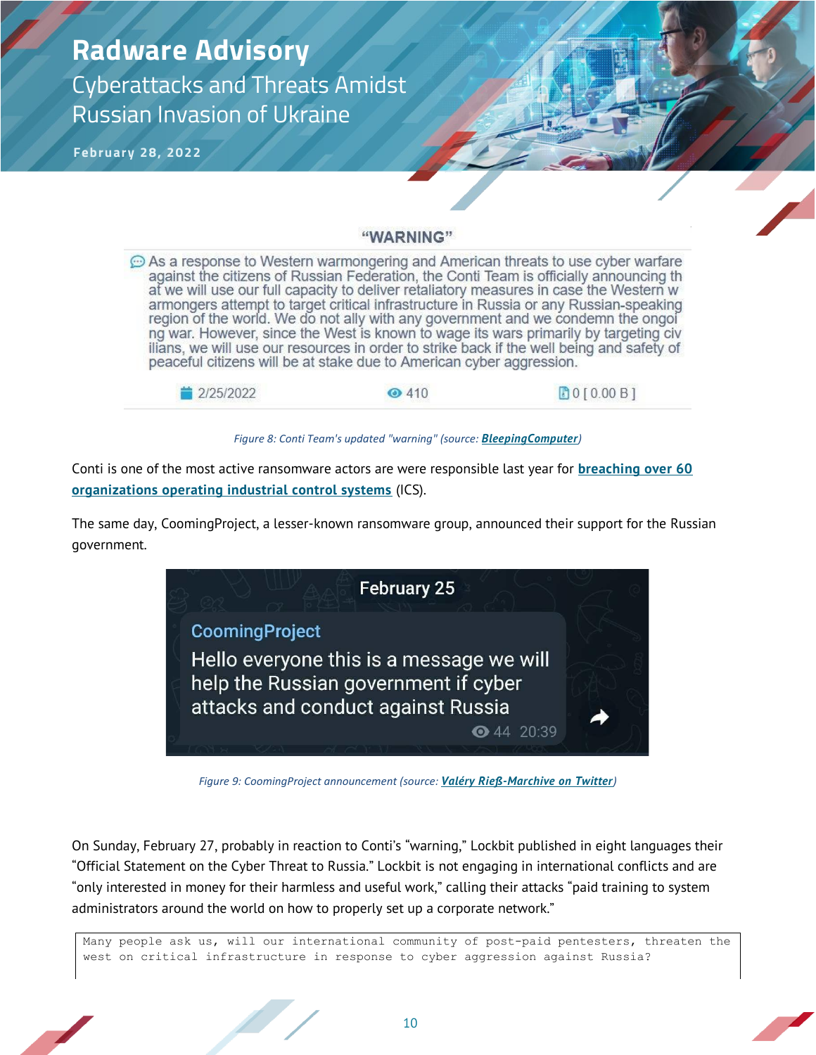"WARNING"

As a response to Western warmongering and American threats to use cyber warfare against the citizens of Russian Federation, the Conti Team is officially announcing that we will use our full capacity to deliver retaliatory measures in case the Western warmongers attempt to target critical infrastructure in Russia or any Russian-speaking region of the world. We do not ally with any government and we condemn the ongoing war. However, since the West is known to wage its wars primarily by targeting civilians, we will use our resources in order to strike back if the well being and safety of peaceful citizens will be at stake due to American cyber aggression.

2/25/2022 | 410 | 0 [ 0.00 B ]

*Figure 8: Conti Team's updated "warning" (source: **BleepingComputer**)*

Conti is one of the most active ransomware actors are were responsible last year for **breaching over 60 organizations operating industrial control systems** (ICS).

The same day, CoomingProject, a lesser-known ransomware group, announced their support for the Russian government.

February 25

CoomingProject
Hello everyone this is a message we will help the Russian government if cyber attacks and conduct against Russia
44 20:39

*Figure 9: CoomingProject announcement (source: **Valéry Rieß-Marchive on Twitter**)*

On Sunday, February 27, probably in reaction to Conti's "warning," Lockbit published in eight languages their "Official Statement on the Cyber Threat to Russia." Lockbit is not engaging in international conflicts and are "only interested in money for their harmless and useful work," calling their attacks "paid training to system administrators around the world on how to properly set up a corporate network."

```
Many people ask us, will our international community of post-paid pentesters, threaten the
west on critical infrastructure in response to cyber aggression against Russia?
```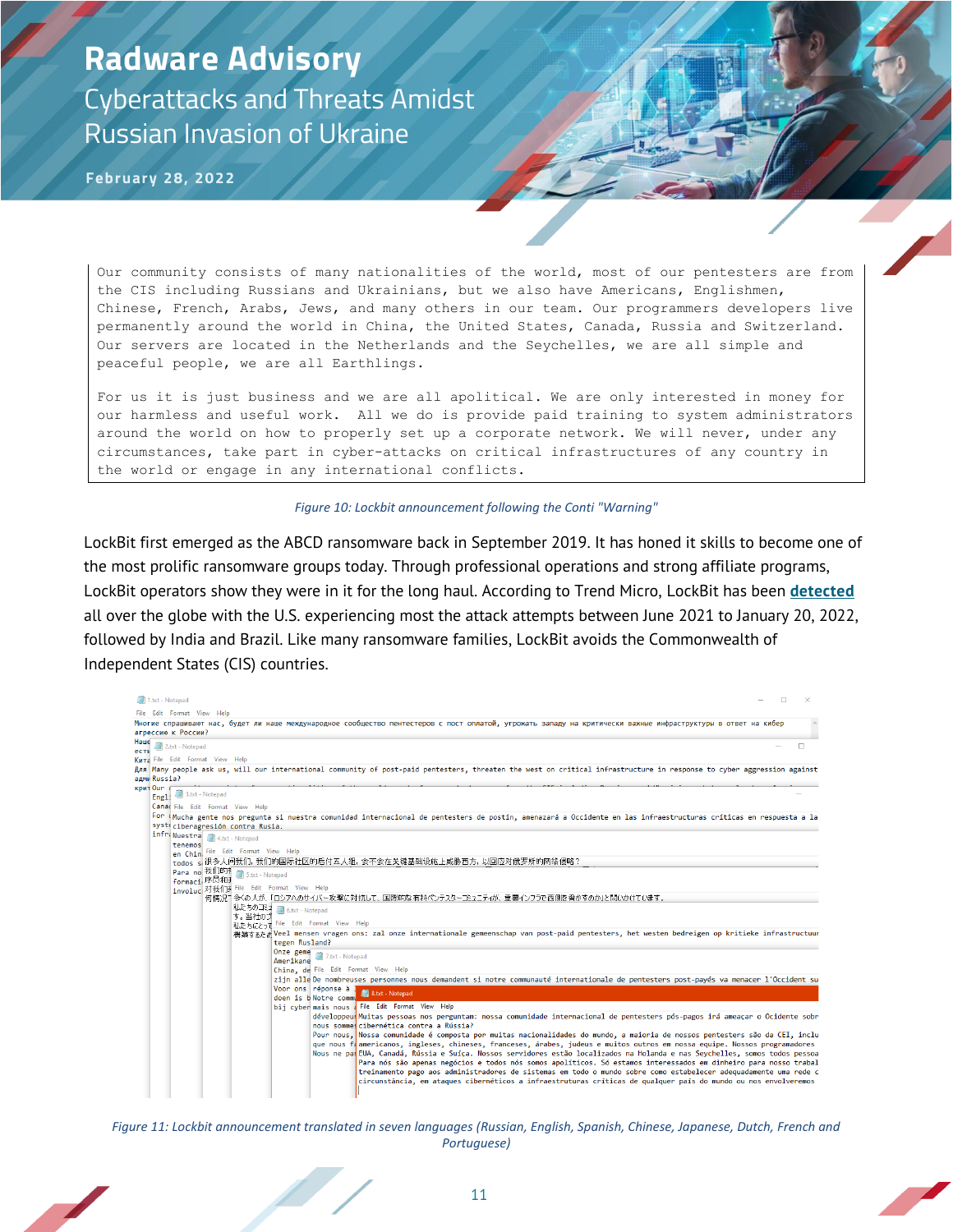```
Our community consists of many nationalities of the world, most of our pentesters are from
the CIS including Russians and Ukrainians, but we also have Americans, Englishmen,
Chinese, French, Arabs, Jews, and many others in our team. Our programmers developers live
permanently around the world in China, the United States, Canada, Russia and Switzerland.
Our servers are located in the Netherlands and the Seychelles, we are all simple and
peaceful people, we are all Earthlings.

For us it is just business and we are all apolitical. We are only interested in money for
our harmless and useful work.  All we do is provide paid training to system administrators
around the world on how to properly set up a corporate network. We will never, under any
circumstances, take part in cyber-attacks on critical infrastructures of any country in
the world or engage in any international conflicts.
```

*Figure 10: Lockbit announcement following the Conti "Warning"*

LockBit first emerged as the ABCD ransomware back in September 2019. It has honed it skills to become one of the most prolific ransomware groups today. Through professional operations and strong affiliate programs, LockBit operators show they were in it for the long haul. According to Trend Micro, LockBit has been **detected** all over the globe with the U.S. experiencing most the attack attempts between June 2021 to January 20, 2022, followed by India and Brazil. Like many ransomware families, LockBit avoids the Commonwealth of Independent States (CIS) countries.

*Figure 11: Lockbit announcement translated in seven languages (Russian, English, Spanish, Chinese, Japanese, Dutch, French and Portuguese)*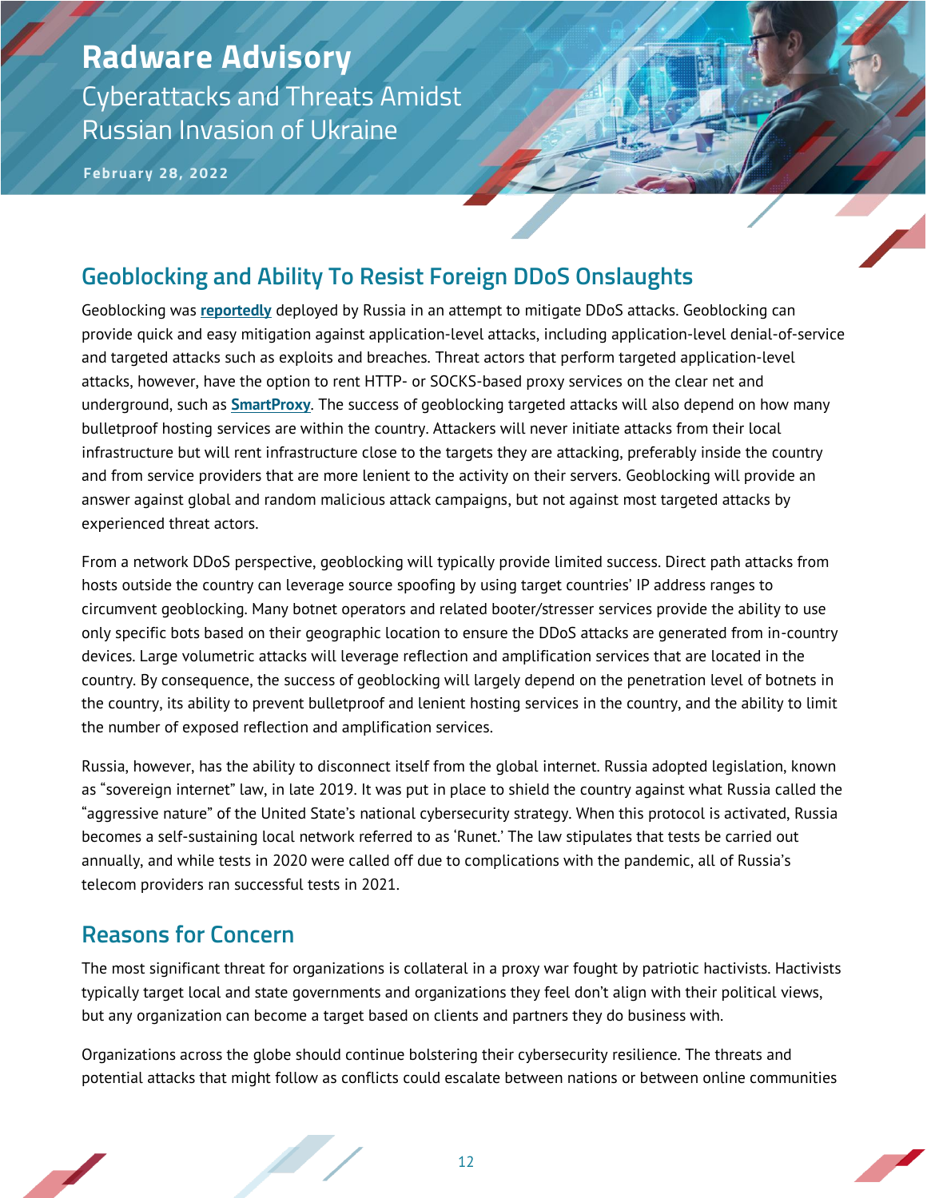## Geoblocking and Ability To Resist Foreign DDoS Onslaughts

Geoblocking was **reportedly** deployed by Russia in an attempt to mitigate DDoS attacks. Geoblocking can provide quick and easy mitigation against application-level attacks, including application-level denial-of-service and targeted attacks such as exploits and breaches. Threat actors that perform targeted application-level attacks, however, have the option to rent HTTP- or SOCKS-based proxy services on the clear net and underground, such as **SmartProxy**. The success of geoblocking targeted attacks will also depend on how many bulletproof hosting services are within the country. Attackers will never initiate attacks from their local infrastructure but will rent infrastructure close to the targets they are attacking, preferably inside the country and from service providers that are more lenient to the activity on their servers. Geoblocking will provide an answer against global and random malicious attack campaigns, but not against most targeted attacks by experienced threat actors.

From a network DDoS perspective, geoblocking will typically provide limited success. Direct path attacks from hosts outside the country can leverage source spoofing by using target countries' IP address ranges to circumvent geoblocking. Many botnet operators and related booter/stresser services provide the ability to use only specific bots based on their geographic location to ensure the DDoS attacks are generated from in-country devices. Large volumetric attacks will leverage reflection and amplification services that are located in the country. By consequence, the success of geoblocking will largely depend on the penetration level of botnets in the country, its ability to prevent bulletproof and lenient hosting services in the country, and the ability to limit the number of exposed reflection and amplification services.

Russia, however, has the ability to disconnect itself from the global internet. Russia adopted legislation, known as "sovereign internet" law, in late 2019. It was put in place to shield the country against what Russia called the "aggressive nature" of the United State's national cybersecurity strategy. When this protocol is activated, Russia becomes a self-sustaining local network referred to as 'Runet.' The law stipulates that tests be carried out annually, and while tests in 2020 were called off due to complications with the pandemic, all of Russia's telecom providers ran successful tests in 2021.

## Reasons for Concern

The most significant threat for organizations is collateral in a proxy war fought by patriotic hactivists. Hactivists typically target local and state governments and organizations they feel don't align with their political views, but any organization can become a target based on clients and partners they do business with.

Organizations across the globe should continue bolstering their cybersecurity resilience. The threats and potential attacks that might follow as conflicts could escalate between nations or between online communities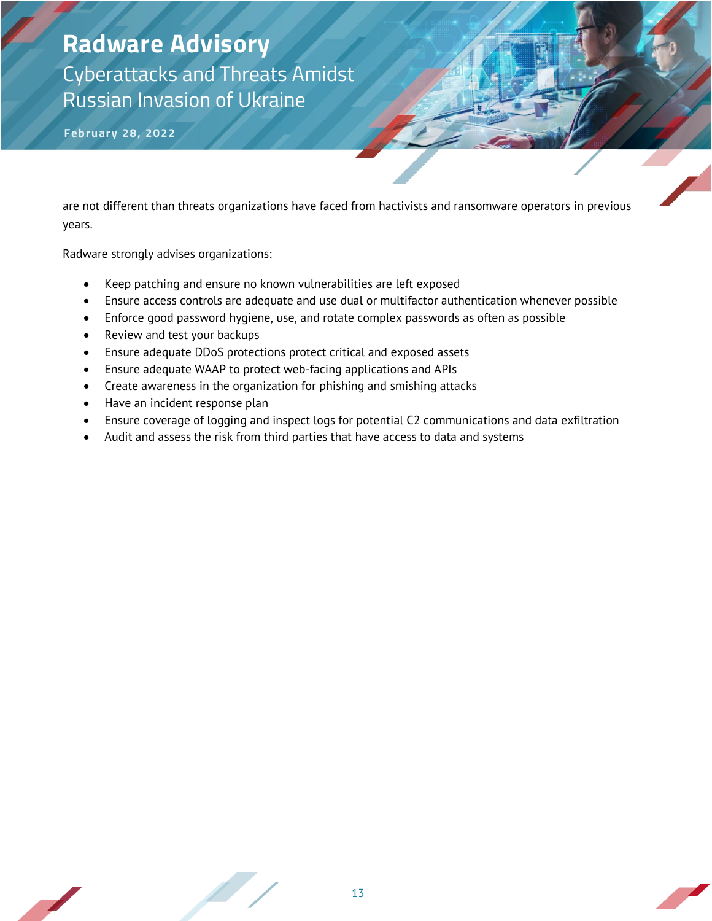are not different than threats organizations have faced from hactivists and ransomware operators in previous years.

Radware strongly advises organizations:

- Keep patching and ensure no known vulnerabilities are left exposed
- Ensure access controls are adequate and use dual or multifactor authentication whenever possible
- Enforce good password hygiene, use, and rotate complex passwords as often as possible
- Review and test your backups
- Ensure adequate DDoS protections protect critical and exposed assets
- Ensure adequate WAAP to protect web-facing applications and APIs
- Create awareness in the organization for phishing and smishing attacks
- Have an incident response plan
- Ensure coverage of logging and inspect logs for potential C2 communications and data exfiltration
- Audit and assess the risk from third parties that have access to data and systems